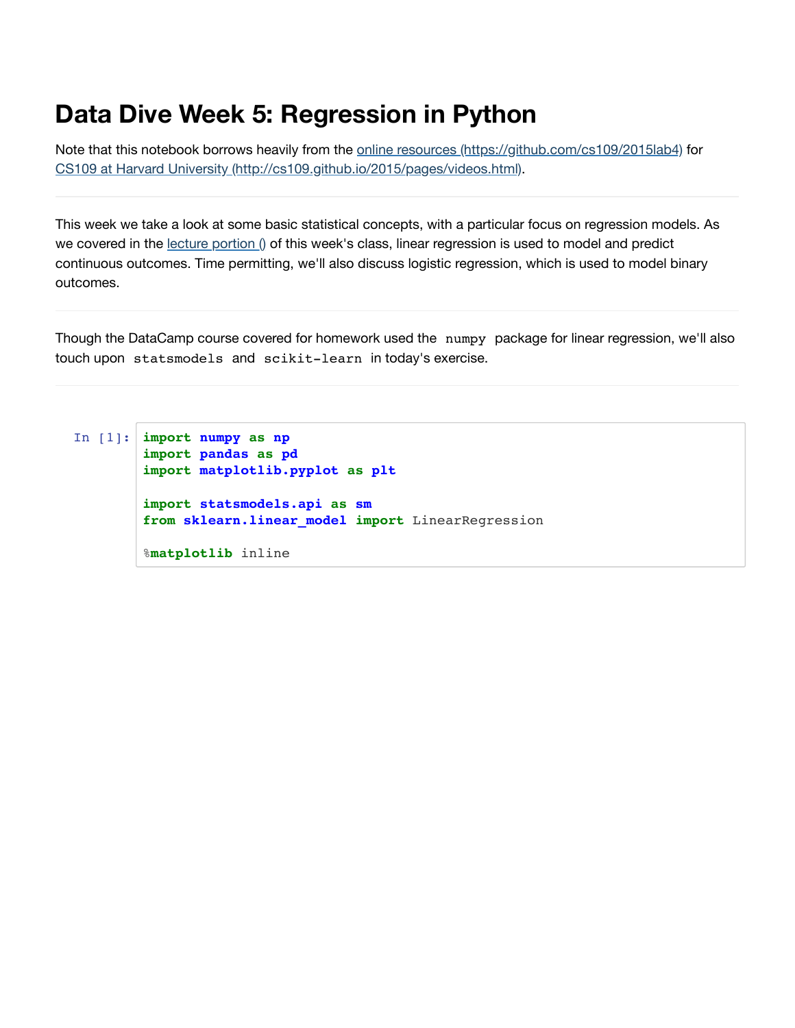# Data Dive Week 5: Regression in Python

Note that this notebook borrows heavily from the [online resources (https://github.com/cs109/2015lab4)](https://github.com/cs109/2015lab4) for [CS109 at Harvard University (http://cs109.github.io/2015/pages/videos.html)](http://cs109.github.io/2015/pages/videos.html).

---

This week we take a look at some basic statistical concepts, with a particular focus on regression models. As we covered in the [lecture portion ()]() of this week's class, linear regression is used to model and predict continuous outcomes. Time permitting, we'll also discuss logistic regression, which is used to model binary outcomes.

---

Though the DataCamp course covered for homework used the `numpy` package for linear regression, we'll also touch upon `statsmodels` and `scikit-learn` in today's exercise.

---

In [1]:
```
import numpy as np
import pandas as pd
import matplotlib.pyplot as plt

import statsmodels.api as sm
from sklearn.linear_model import LinearRegression

%matplotlib inline
```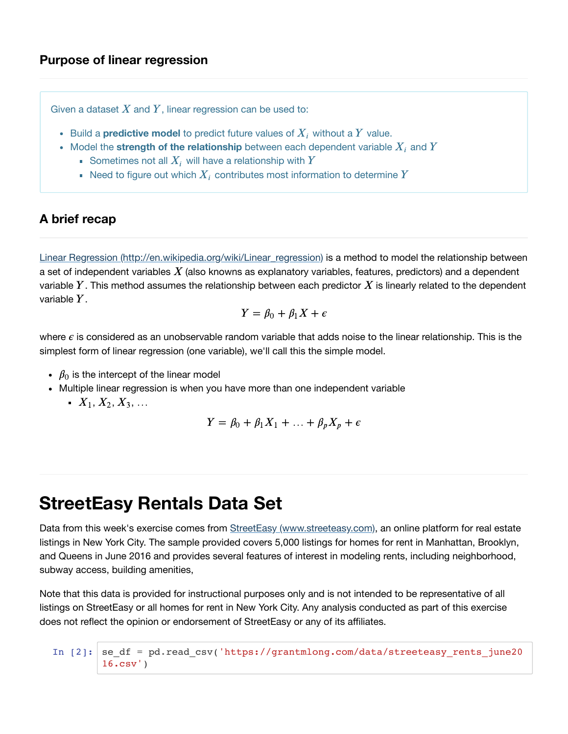### Purpose of linear regression

Given a dataset $X$ and $Y$, linear regression can be used to:

- Build a **predictive model** to predict future values of $X_i$ without a $Y$ value.
- Model the **strength of the relationship** between each dependent variable $X_i$ and $Y$
  - Sometimes not all $X_i$ will have a relationship with $Y$
  - Need to figure out which $X_i$ contributes most information to determine $Y$

### A brief recap

[Linear Regression (http://en.wikipedia.org/wiki/Linear_regression)](http://en.wikipedia.org/wiki/Linear_regression) is a method to model the relationship between a set of independent variables $X$ (also knowns as explanatory variables, features, predictors) and a dependent variable $Y$. This method assumes the relationship between each predictor $X$ is linearly related to the dependent variable $Y$.

$$Y = \beta_0 + \beta_1 X + \epsilon$$

where $\epsilon$ is considered as an unobservable random variable that adds noise to the linear relationship. This is the simplest form of linear regression (one variable), we'll call this the simple model.

- $\beta_0$ is the intercept of the linear model
- Multiple linear regression is when you have more than one independent variable
  - $X_1, X_2, X_3, \ldots$

$$Y = \beta_0 + \beta_1 X_1 + \ldots + \beta_p X_p + \epsilon$$

# StreetEasy Rentals Data Set

Data from this week's exercise comes from [StreetEasy (www.streeteasy.com)](www.streeteasy.com), an online platform for real estate listings in New York City. The sample provided covers 5,000 listings for homes for rent in Manhattan, Brooklyn, and Queens in June 2016 and provides several features of interest in modeling rents, including neighborhood, subway access, building amenities,

Note that this data is provided for instructional purposes only and is not intended to be representative of all listings on StreetEasy or all homes for rent in New York City. Any analysis conducted as part of this exercise does not reflect the opinion or endorsement of StreetEasy or any of its affiliates.

In [2]:
```
se_df = pd.read_csv('https://grantmlong.com/data/streeteasy_rents_june2016.csv')
```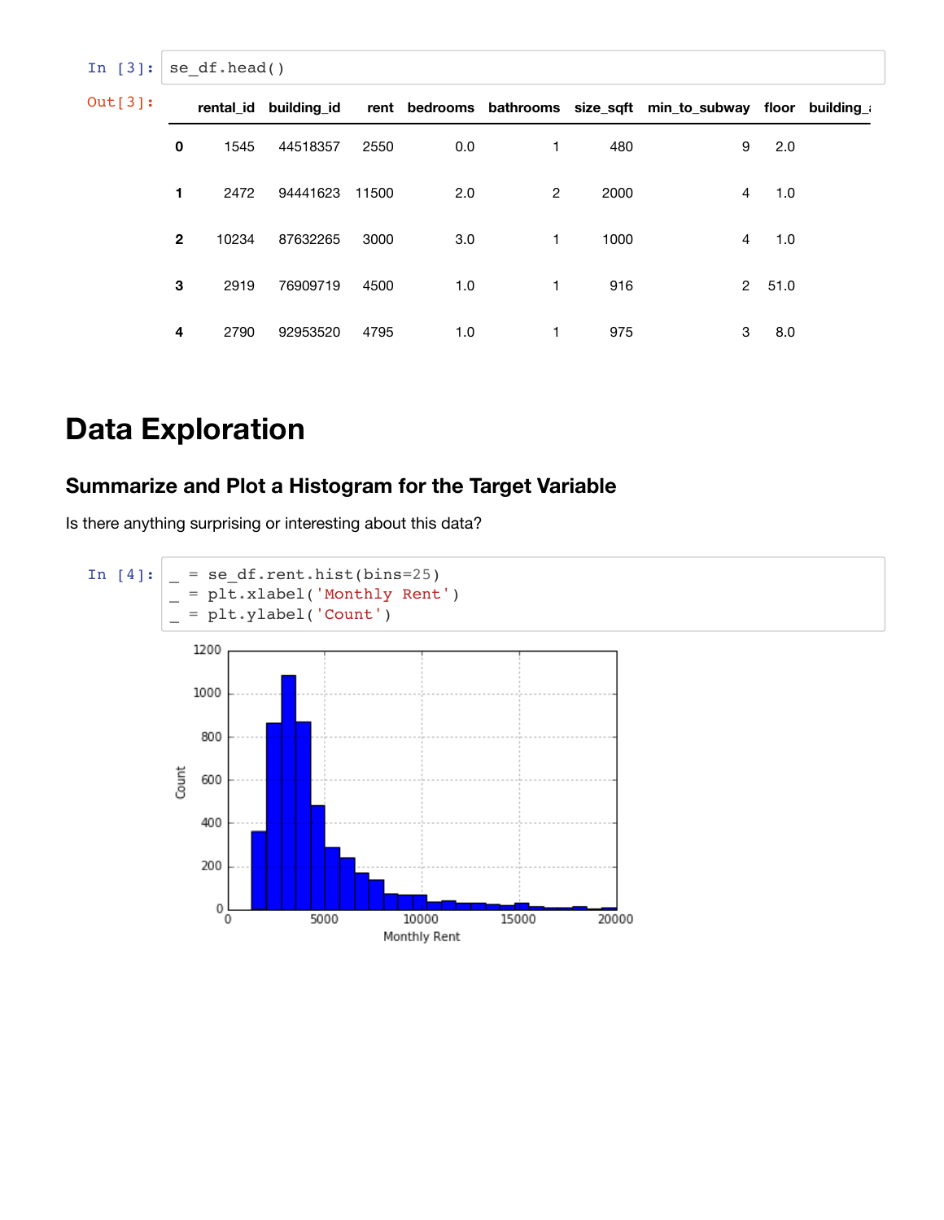```
In [3]: se_df.head()
```

Out[3]:

| | rental_id | building_id | rent | bedrooms | bathrooms | size_sqft | min_to_subway | floor | building_ |
|---|---|---|---|---|---|---|---|---|---|
| 0 | 1545 | 44518357 | 2550 | 0.0 | 1 | 480 | 9 | 2.0 | |
| 1 | 2472 | 94441623 | 11500 | 2.0 | 2 | 2000 | 4 | 1.0 | |
| 2 | 10234 | 87632265 | 3000 | 3.0 | 1 | 1000 | 4 | 1.0 | |
| 3 | 2919 | 76909719 | 4500 | 1.0 | 1 | 916 | 2 | 51.0 | |
| 4 | 2790 | 92953520 | 4795 | 1.0 | 1 | 975 | 3 | 8.0 | |

# Data Exploration

## Summarize and Plot a Histogram for the Target Variable

Is there anything surprising or interesting about this data?

```
In [4]: _ = se_df.rent.hist(bins=25)
        _ = plt.xlabel('Monthly Rent')
        _ = plt.ylabel('Count')
```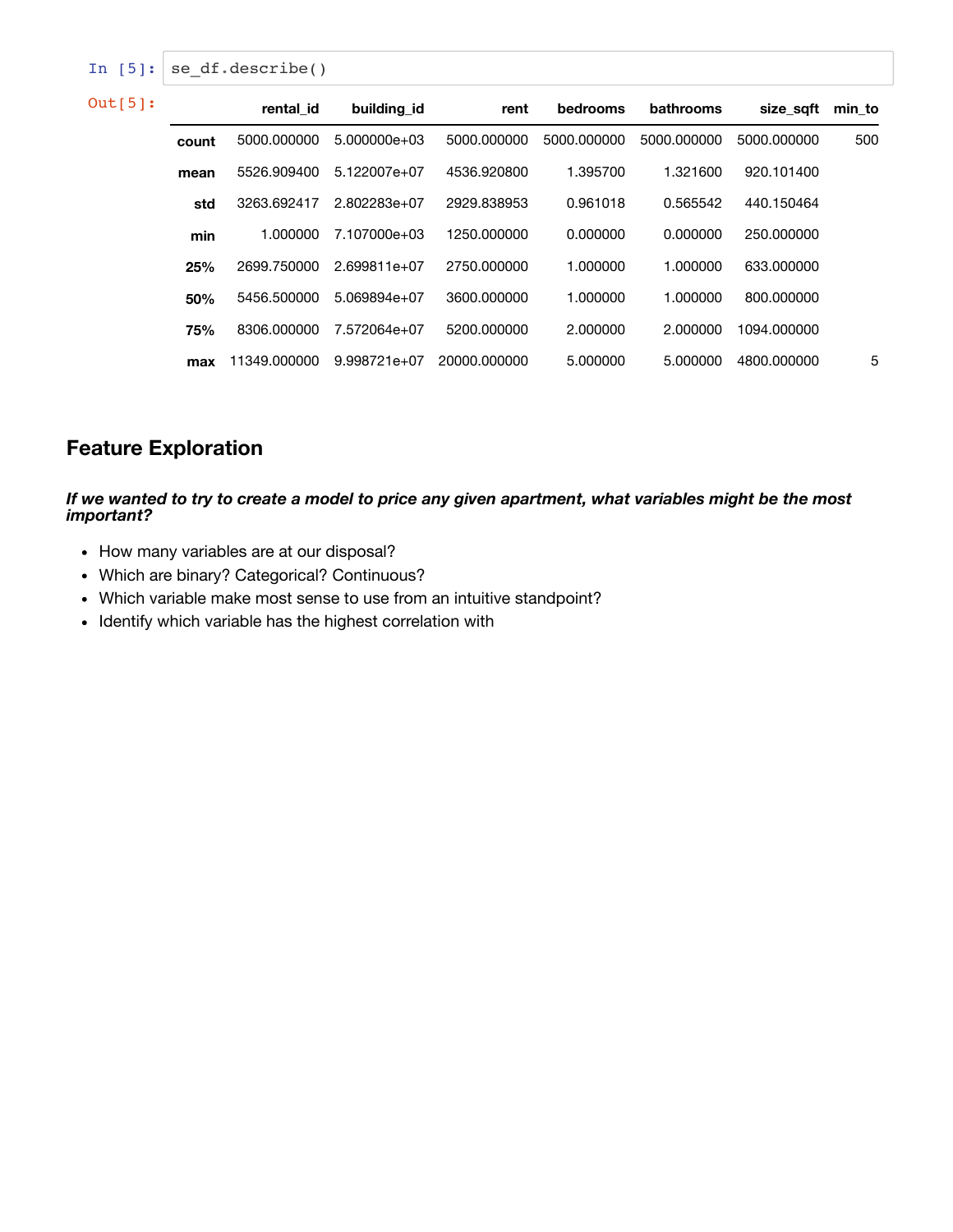In [5]:
```
se_df.describe()
```

Out[5]:

| | rental_id | building_id | rent | bedrooms | bathrooms | size_sqft | min_to |
|---|---|---|---|---|---|---|---|
| count | 5000.000000 | 5.000000e+03 | 5000.000000 | 5000.000000 | 5000.000000 | 5000.000000 | 500 |
| mean | 5526.909400 | 5.122007e+07 | 4536.920800 | 1.395700 | 1.321600 | 920.101400 | |
| std | 3263.692417 | 2.802283e+07 | 2929.838953 | 0.961018 | 0.565542 | 440.150464 | |
| min | 1.000000 | 7.107000e+03 | 1250.000000 | 0.000000 | 0.000000 | 250.000000 | |
| 25% | 2699.750000 | 2.699811e+07 | 2750.000000 | 1.000000 | 1.000000 | 633.000000 | |
| 50% | 5456.500000 | 5.069894e+07 | 3600.000000 | 1.000000 | 1.000000 | 800.000000 | |
| 75% | 8306.000000 | 7.572064e+07 | 5200.000000 | 2.000000 | 2.000000 | 1094.000000 | |
| max | 11349.000000 | 9.998721e+07 | 20000.000000 | 5.000000 | 5.000000 | 4800.000000 | 5 |

## Feature Exploration

***If we wanted to try to create a model to price any given apartment, what variables might be the most important?***

- How many variables are at our disposal?
- Which are binary? Categorical? Continuous?
- Which variable make most sense to use from an intuitive standpoint?
- Identify which variable has the highest correlation with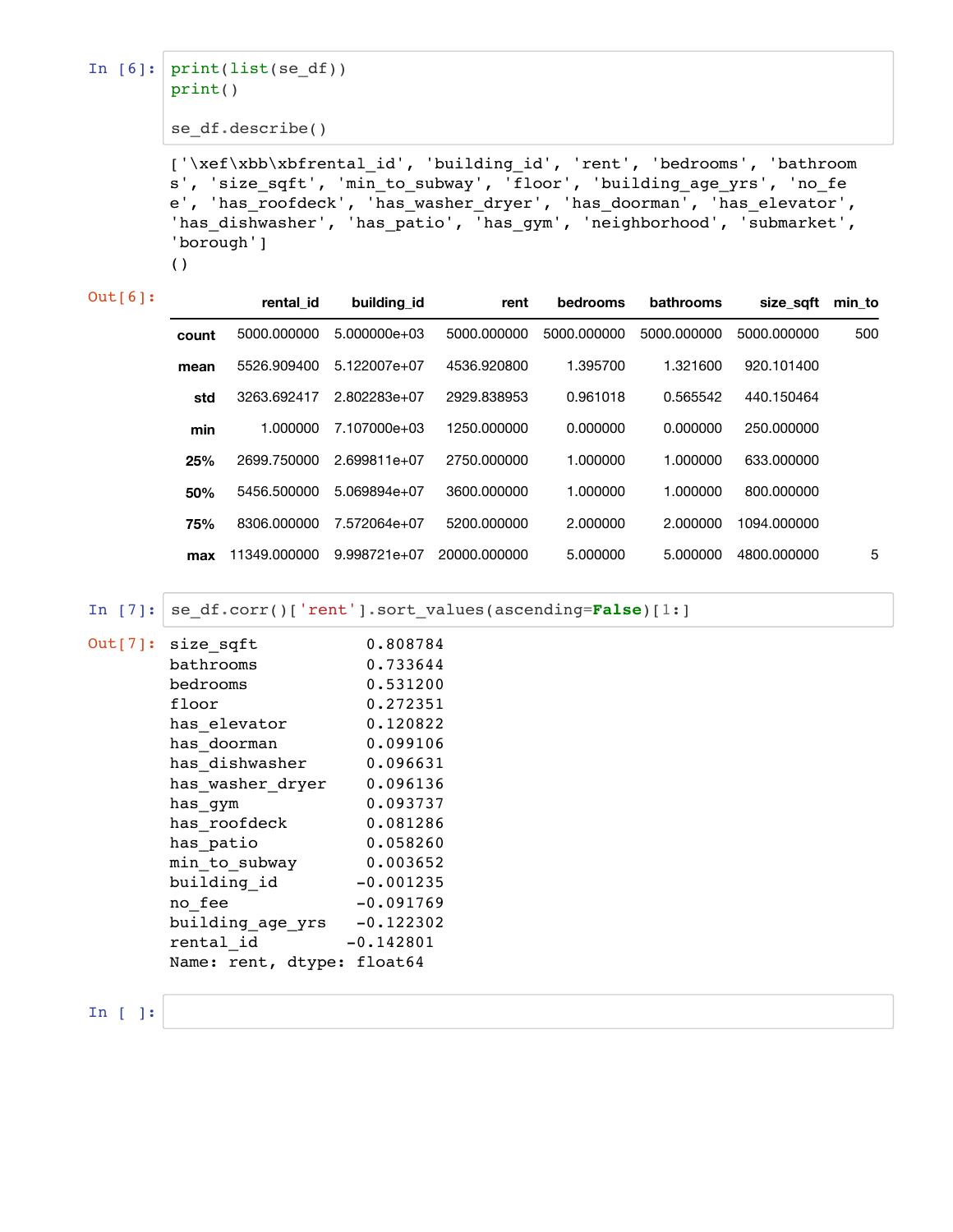In [6]:
```
print(list(se_df))
print()

se_df.describe()
```

```
['\xef\xbb\xbfrental_id', 'building_id', 'rent', 'bedrooms', 'bathroom
s', 'size_sqft', 'min_to_subway', 'floor', 'building_age_yrs', 'no_fe
e', 'has_roofdeck', 'has_washer_dryer', 'has_doorman', 'has_elevator',
'has_dishwasher', 'has_patio', 'has_gym', 'neighborhood', 'submarket',
'borough']
()
```

Out[6]:

| | rental_id | building_id | rent | bedrooms | bathrooms | size_sqft | min_to |
|---|---|---|---|---|---|---|---|
| **count** | 5000.000000 | 5.000000e+03 | 5000.000000 | 5000.000000 | 5000.000000 | 5000.000000 | 500 |
| **mean** | 5526.909400 | 5.122007e+07 | 4536.920800 | 1.395700 | 1.321600 | 920.101400 | |
| **std** | 3263.692417 | 2.802283e+07 | 2929.838953 | 0.961018 | 0.565542 | 440.150464 | |
| **min** | 1.000000 | 7.107000e+03 | 1250.000000 | 0.000000 | 0.000000 | 250.000000 | |
| **25%** | 2699.750000 | 2.699811e+07 | 2750.000000 | 1.000000 | 1.000000 | 633.000000 | |
| **50%** | 5456.500000 | 5.069894e+07 | 3600.000000 | 1.000000 | 1.000000 | 800.000000 | |
| **75%** | 8306.000000 | 7.572064e+07 | 5200.000000 | 2.000000 | 2.000000 | 1094.000000 | |
| **max** | 11349.000000 | 9.998721e+07 | 20000.000000 | 5.000000 | 5.000000 | 4800.000000 | 5 |

In [7]:
```
se_df.corr()['rent'].sort_values(ascending=False)[1:]
```

Out[7]:
```
size_sqft           0.808784
bathrooms           0.733644
bedrooms            0.531200
floor               0.272351
has_elevator        0.120822
has_doorman         0.099106
has_dishwasher      0.096631
has_washer_dryer    0.096136
has_gym             0.093737
has_roofdeck        0.081286
has_patio           0.058260
min_to_subway       0.003652
building_id        -0.001235
no_fee             -0.091769
building_age_yrs   -0.122302
rental_id          -0.142801
Name: rent, dtype: float64
```

In [ ]:
```

```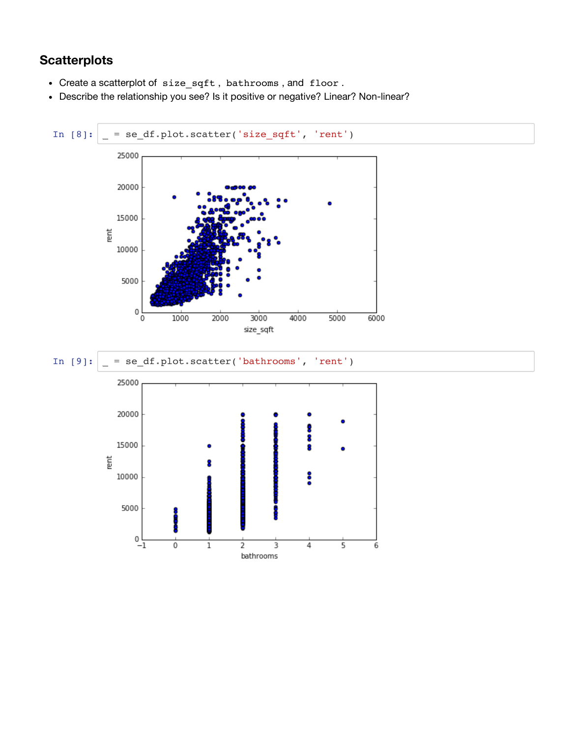## Scatterplots

- Create a scatterplot of `size_sqft` , `bathrooms` , and `floor` .
- Describe the relationship you see? Is it positive or negative? Linear? Non-linear?

In [8]:
```
_ = se_df.plot.scatter('size_sqft', 'rent')
```

In [9]:
```
_ = se_df.plot.scatter('bathrooms', 'rent')
```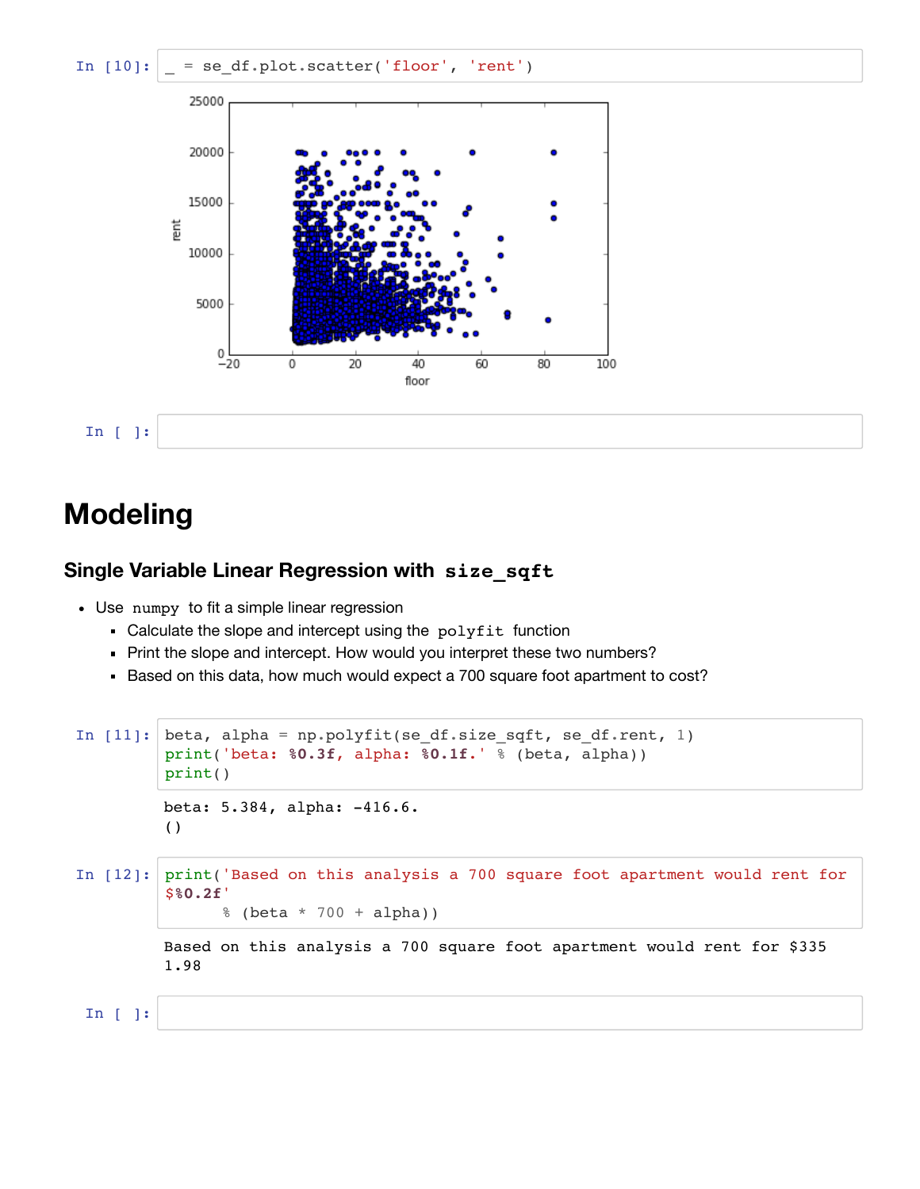In [10]:
```
_ = se_df.plot.scatter('floor', 'rent')
```

In [ ]:

# Modeling

### Single Variable Linear Regression with `size_sqft`

- Use `numpy` to fit a simple linear regression
  - Calculate the slope and intercept using the `polyfit` function
  - Print the slope and intercept. How would you interpret these two numbers?
  - Based on this data, how much would expect a 700 square foot apartment to cost?

In [11]:
```
beta, alpha = np.polyfit(se_df.size_sqft, se_df.rent, 1)
print('beta: %0.3f, alpha: %0.1f.' % (beta, alpha))
print()
```

```
beta: 5.384, alpha: -416.6.
()
```

In [12]:
```
print('Based on this analysis a 700 square foot apartment would rent for $%0.2f'
      % (beta * 700 + alpha))
```

```
Based on this analysis a 700 square foot apartment would rent for $3351.98
```

In [ ]: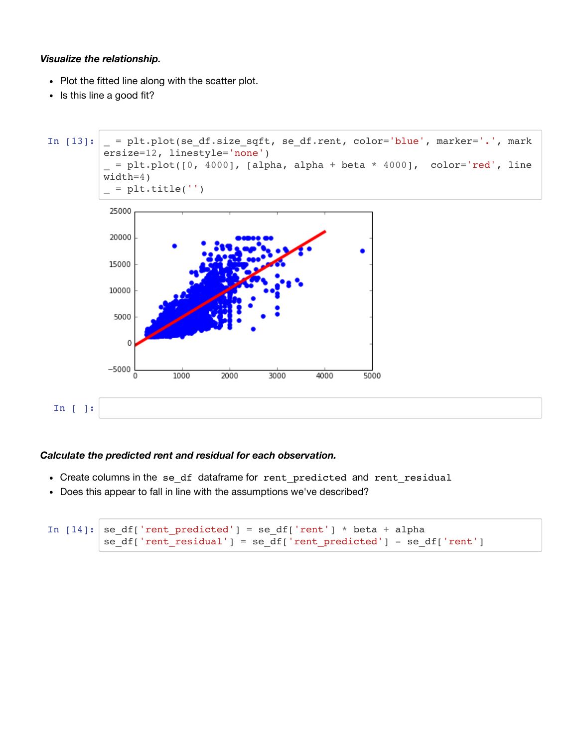***Visualize the relationship.***

- Plot the fitted line along with the scatter plot.
- Is this line a good fit?

In [13]:
```
_ = plt.plot(se_df.size_sqft, se_df.rent, color='blue', marker='.', markersize=12, linestyle='none')
_ = plt.plot([0, 4000], [alpha, alpha + beta * 4000],  color='red', linewidth=4)
_ = plt.title('')
```

In [ ]:

***Calculate the predicted rent and residual for each observation.***

- Create columns in the `se_df` dataframe for `rent_predicted` and `rent_residual`
- Does this appear to fall in line with the assumptions we've described?

In [14]:
```
se_df['rent_predicted'] = se_df['rent'] * beta + alpha
se_df['rent_residual'] = se_df['rent_predicted'] - se_df['rent']
```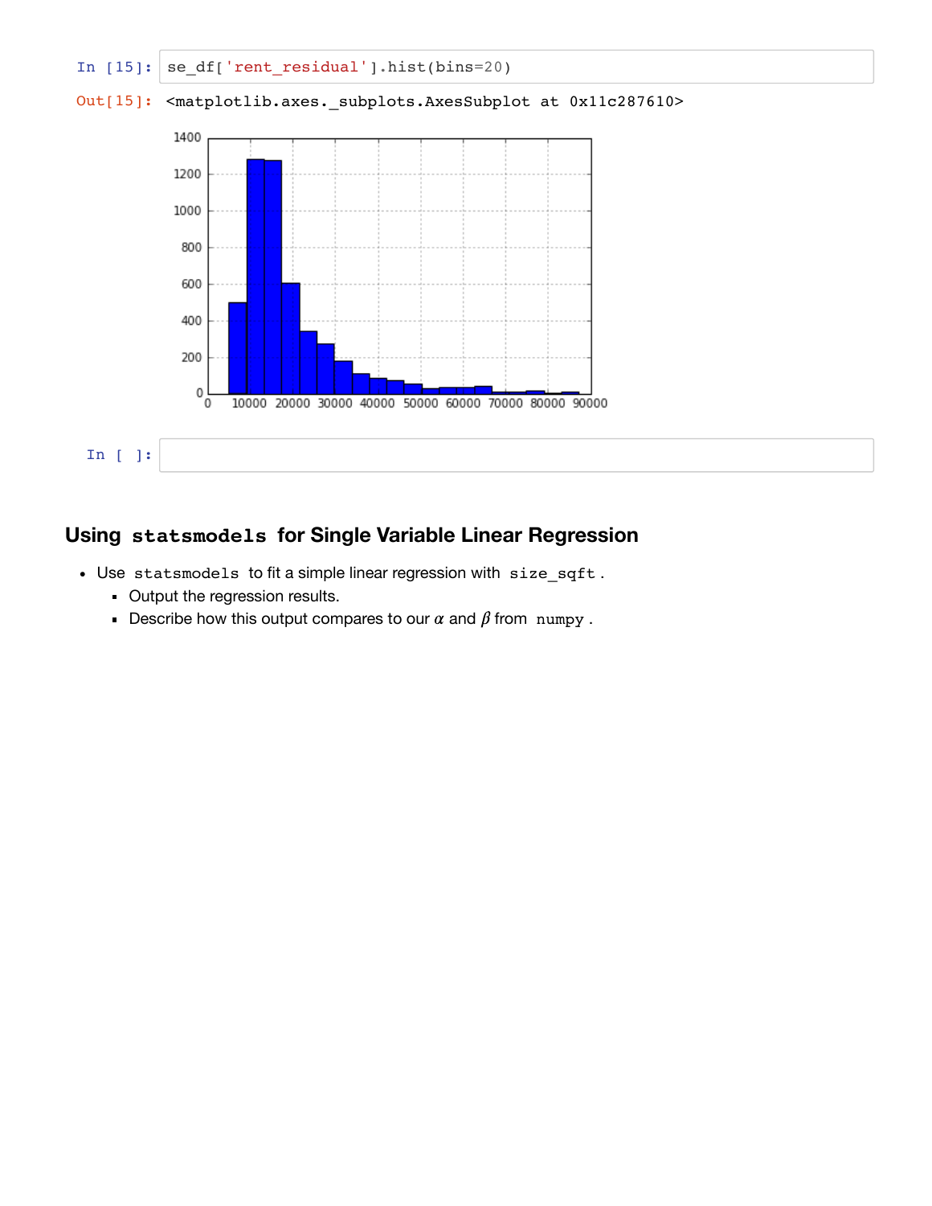```
In [15]: se_df['rent_residual'].hist(bins=20)
```

```
Out[15]: <matplotlib.axes._subplots.AxesSubplot at 0x11c287610>
```

```
In [ ]:
```

## Using `statsmodels` for Single Variable Linear Regression

- Use `statsmodels` to fit a simple linear regression with `size_sqft` .
  - Output the regression results.
  - Describe how this output compares to our $\alpha$ and $\beta$ from `numpy` .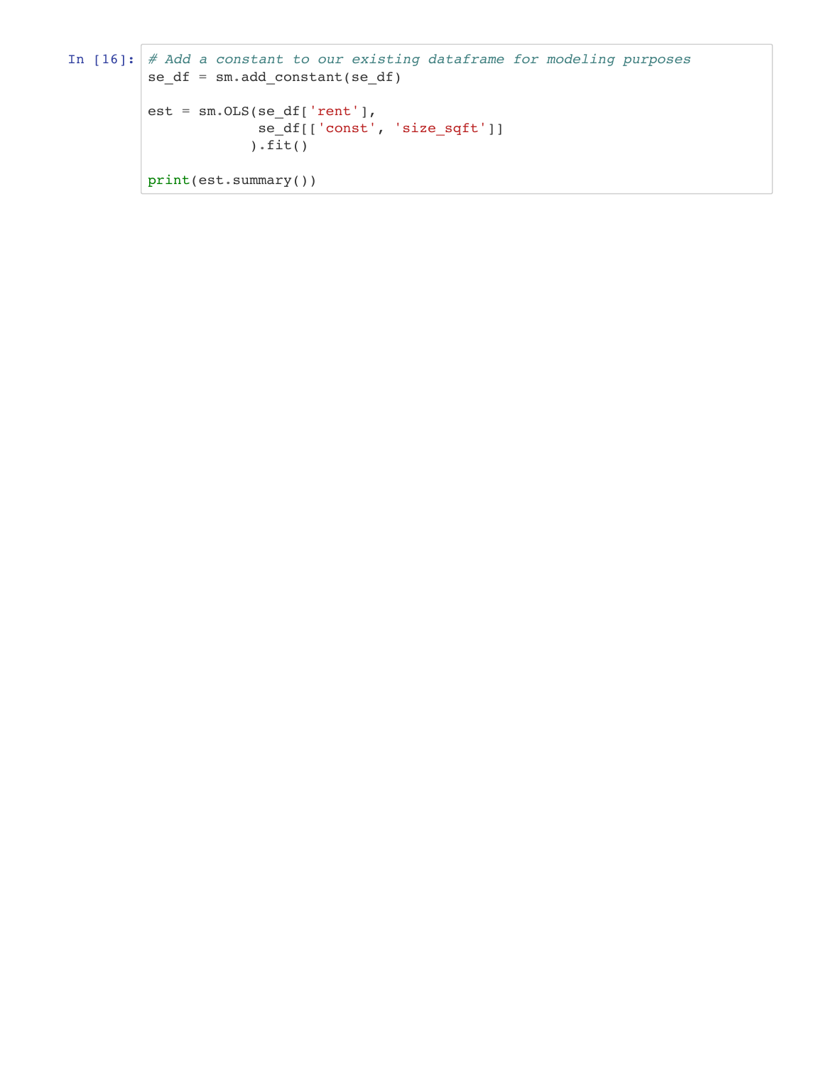In [16]:

```
# Add a constant to our existing dataframe for modeling purposes
se_df = sm.add_constant(se_df)

est = sm.OLS(se_df['rent'],
             se_df[['const', 'size_sqft']]
            ).fit()

print(est.summary())
```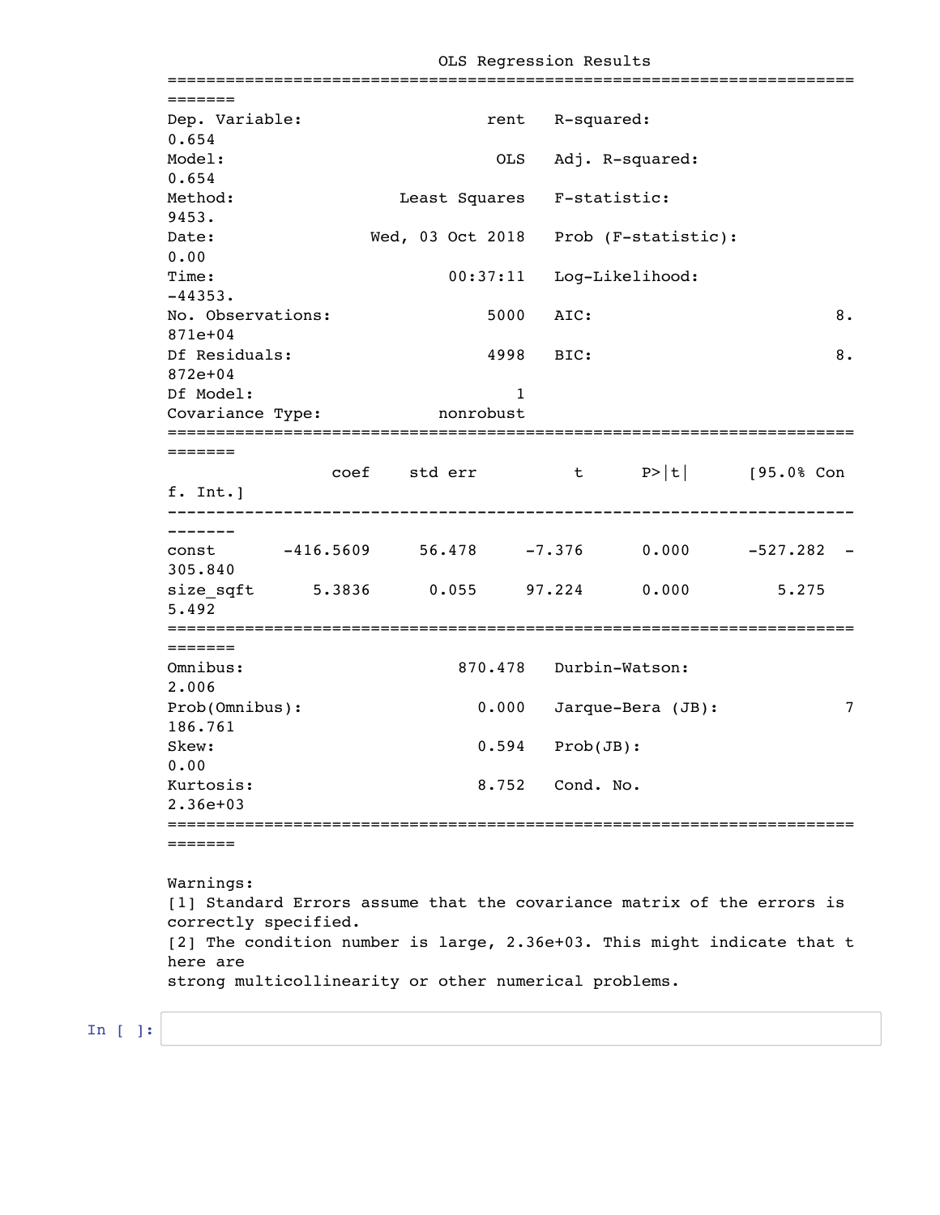```
                            OLS Regression Results
==============================================================================
Dep. Variable:                   rent   R-squared:                       0.654
Model:                            OLS   Adj. R-squared:                  0.654
Method:                 Least Squares   F-statistic:                     9453.
Date:                Wed, 03 Oct 2018   Prob (F-statistic):               0.00
Time:                        00:37:11   Log-Likelihood:                -44353.
No. Observations:                5000   AIC:                         8.871e+04
Df Residuals:                    4998   BIC:                         8.872e+04
Df Model:                           1
Covariance Type:            nonrobust
==============================================================================
                 coef    std err          t      P>|t|      [95.0% Conf. Int.]
------------------------------------------------------------------------------
const       -416.5609     56.478     -7.376      0.000      -527.282  -305.840
size_sqft      5.3836      0.055     97.224      0.000         5.275     5.492
==============================================================================
Omnibus:                      870.478   Durbin-Watson:                   2.006
Prob(Omnibus):                  0.000   Jarque-Bera (JB):             7186.761
Skew:                           0.594   Prob(JB):                         0.00
Kurtosis:                       8.752   Cond. No.                     2.36e+03
==============================================================================

Warnings:
[1] Standard Errors assume that the covariance matrix of the errors is correctly specified.
[2] The condition number is large, 2.36e+03. This might indicate that there are
strong multicollinearity or other numerical problems.
```

In [ ]: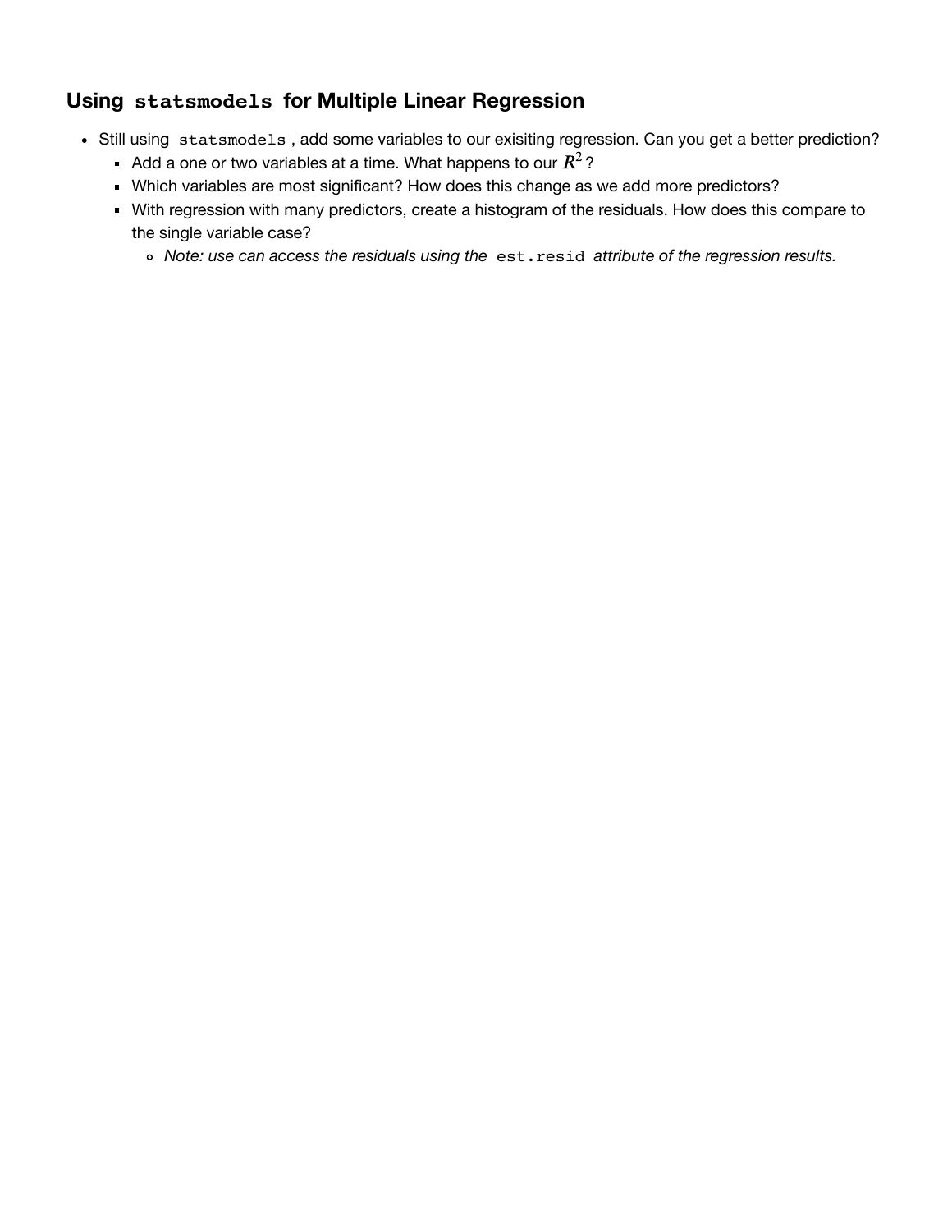### Using `statsmodels` for Multiple Linear Regression

- Still using `statsmodels`, add some variables to our exisiting regression. Can you get a better prediction?
  - Add a one or two variables at a time. What happens to our $R^2$?
  - Which variables are most significant? How does this change as we add more predictors?
  - With regression with many predictors, create a histogram of the residuals. How does this compare to the single variable case?
    - *Note: use can access the residuals using the* `est.resid` *attribute of the regression results.*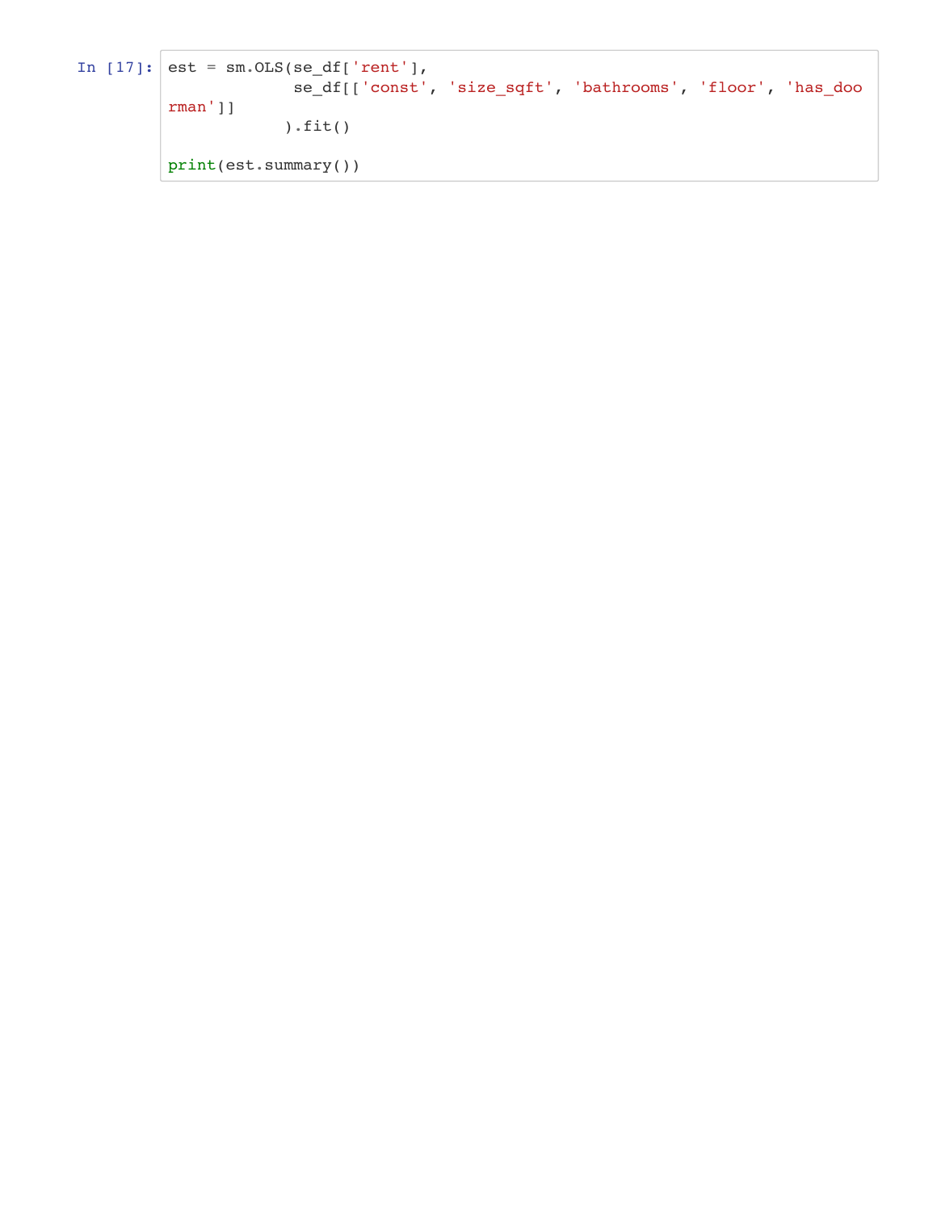In [17]:

```
est = sm.OLS(se_df['rent'],
             se_df[['const', 'size_sqft', 'bathrooms', 'floor', 'has_doorman']]
            ).fit()

print(est.summary())
```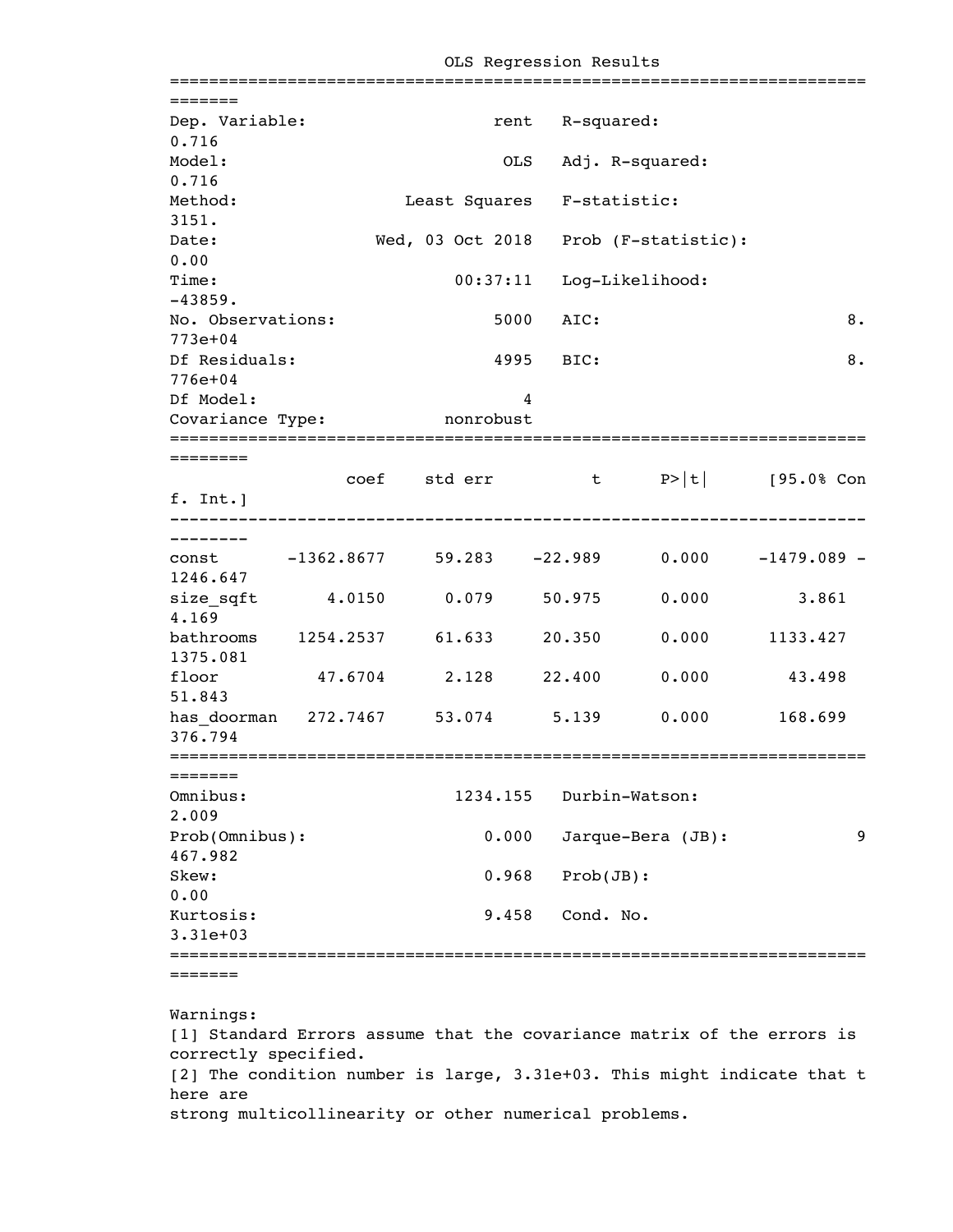```
                            OLS Regression Results
==============================================================================
Dep. Variable:                   rent   R-squared:                       0.716
Model:                            OLS   Adj. R-squared:                  0.716
Method:                 Least Squares   F-statistic:                     3151.
Date:                Wed, 03 Oct 2018   Prob (F-statistic):               0.00
Time:                        00:37:11   Log-Likelihood:                -43859.
No. Observations:                5000   AIC:                         8.773e+04
Df Residuals:                    4995   BIC:                         8.776e+04
Df Model:                           4
Covariance Type:            nonrobust
===============================================================================
                 coef    std err          t      P>|t|      [95.0% Conf. Int.]
-------------------------------------------------------------------------------
const      -1362.8677     59.283    -22.989      0.000     -1479.089 -1246.647
size_sqft      4.0150      0.079     50.975      0.000         3.861     4.169
bathrooms   1254.2537     61.633     20.350      0.000      1133.427  1375.081
floor         47.6704      2.128     22.400      0.000        43.498    51.843
has_doorman  272.7467     53.074      5.139      0.000       168.699   376.794
==============================================================================
Omnibus:                     1234.155   Durbin-Watson:                   2.009
Prob(Omnibus):                  0.000   Jarque-Bera (JB):             9467.982
Skew:                           0.968   Prob(JB):                         0.00
Kurtosis:                       9.458   Cond. No.                     3.31e+03
==============================================================================

Warnings:
[1] Standard Errors assume that the covariance matrix of the errors is correctly specified.
[2] The condition number is large, 3.31e+03. This might indicate that there are
strong multicollinearity or other numerical problems.
```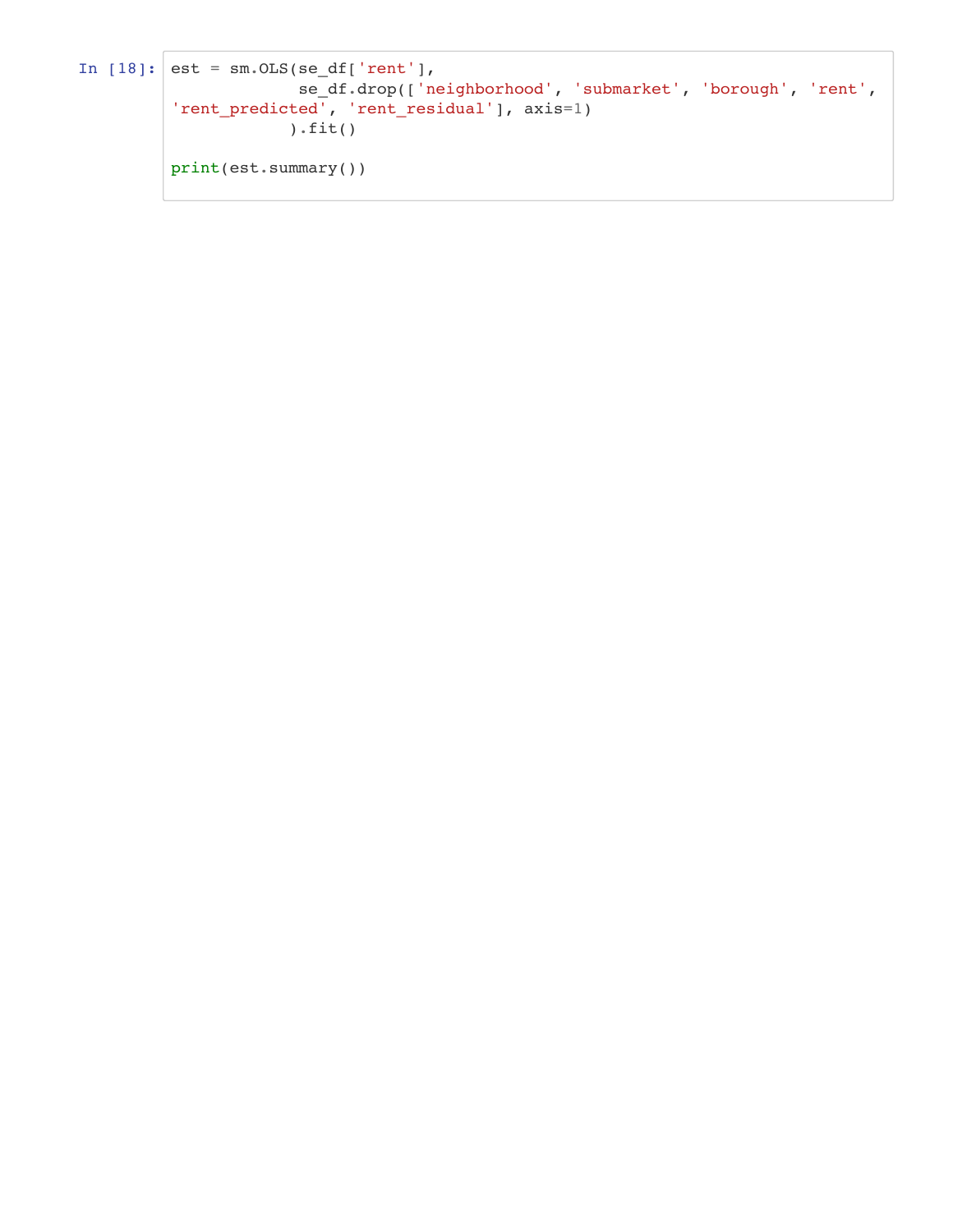In [18]:

```
est = sm.OLS(se_df['rent'],
             se_df.drop(['neighborhood', 'submarket', 'borough', 'rent',
'rent_predicted', 'rent_residual'], axis=1)
            ).fit()

print(est.summary())
```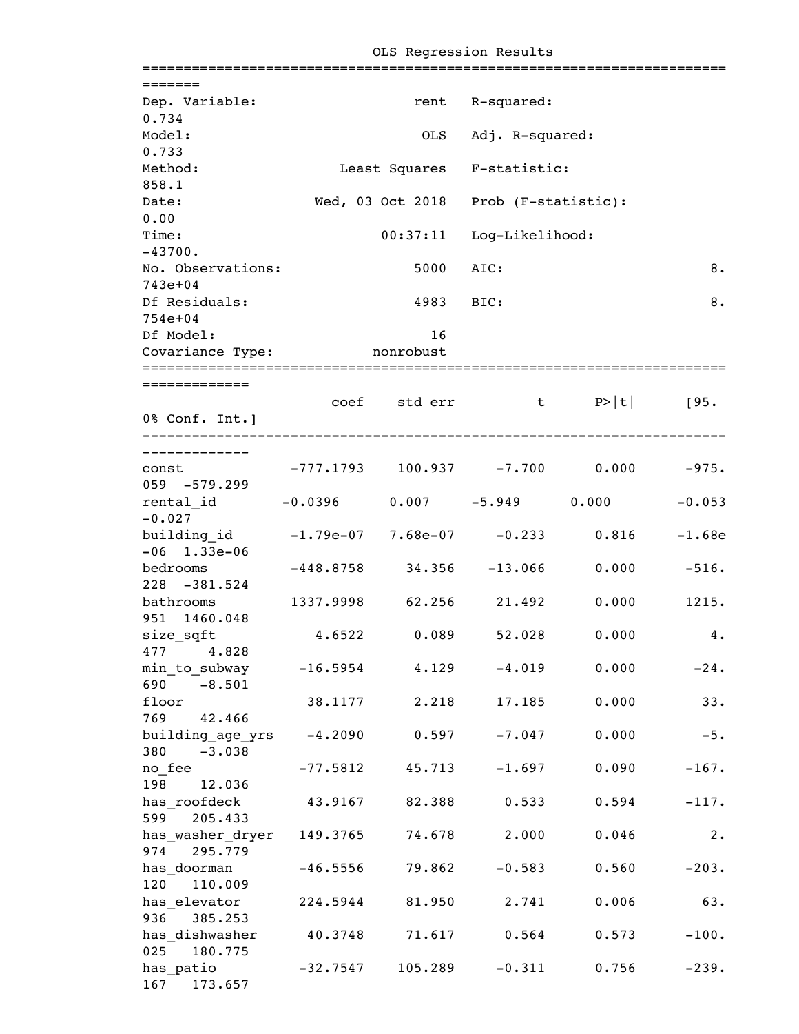```
                            OLS Regression Results
==============================================================================
Dep. Variable:                   rent   R-squared:                       0.734
Model:                            OLS   Adj. R-squared:                  0.733
Method:                 Least Squares   F-statistic:                     858.1
Date:                Wed, 03 Oct 2018   Prob (F-statistic):               0.00
Time:                        00:37:11   Log-Likelihood:                -43700.
No. Observations:                5000   AIC:                         8.743e+04
Df Residuals:                    4983   BIC:                         8.754e+04
Df Model:                          16
Covariance Type:            nonrobust
====================================================================================
                       coef    std err          t      P>|t|      [95.0% Conf. Int.]
------------------------------------------------------------------------------------
const             -777.1793    100.937     -7.700      0.000      -975.059  -579.299
rental_id           -0.0396      0.007     -5.949      0.000        -0.053    -0.027
building_id       -1.79e-07   7.68e-07     -0.233      0.816     -1.68e-06  1.33e-06
bedrooms          -448.8758     34.356    -13.066      0.000      -516.228  -381.524
bathrooms         1337.9998     62.256     21.492      0.000      1215.951  1460.048
size_sqft            4.6522      0.089     52.028      0.000         4.477     4.828
min_to_subway      -16.5954      4.129     -4.019      0.000       -24.690    -8.501
floor               38.1177      2.218     17.185      0.000        33.769    42.466
building_age_yrs    -4.2090      0.597     -7.047      0.000        -5.380    -3.038
no_fee             -77.5812     45.713     -1.697      0.090      -167.198    12.036
has_roofdeck        43.9167     82.388      0.533      0.594      -117.599   205.433
has_washer_dryer   149.3765     74.678      2.000      0.046         2.974   295.779
has_doorman        -46.5556     79.862     -0.583      0.560      -203.120   110.009
has_elevator       224.5944     81.950      2.741      0.006        63.936   385.253
has_dishwasher      40.3748     71.617      0.564      0.573      -100.025   180.775
has_patio          -32.7547    105.289     -0.311      0.756      -239.167   173.657
```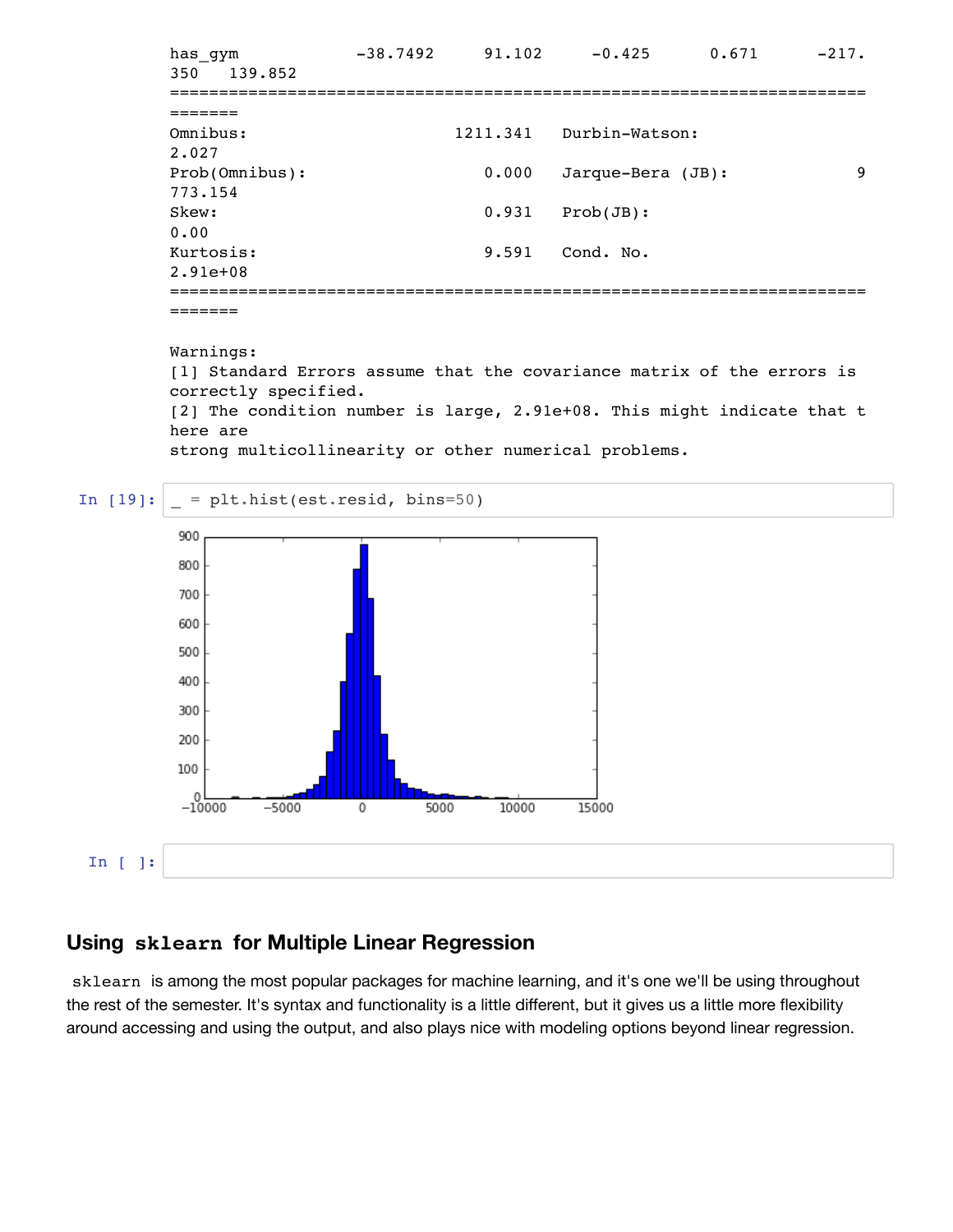```
has_gym              -38.7492     91.102     -0.425      0.671     -217.
350   139.852
==============================================================================
Omnibus:                     1211.341   Durbin-Watson:                   2.027
Prob(Omnibus):                  0.000   Jarque-Bera (JB):             9773.154
Skew:                           0.931   Prob(JB):                         0.00
Kurtosis:                       9.591   Cond. No.                     2.91e+08
==============================================================================

Warnings:
[1] Standard Errors assume that the covariance matrix of the errors is
correctly specified.
[2] The condition number is large, 2.91e+08. This might indicate that t
here are
strong multicollinearity or other numerical problems.
```

In [19]:

```
_ = plt.hist(est.resid, bins=50)
```

In [ ]:

## Using `sklearn` for Multiple Linear Regression

`sklearn` is among the most popular packages for machine learning, and it's one we'll be using throughout the rest of the semester. It's syntax and functionality is a little different, but it gives us a little more flexibility around accessing and using the output, and also plays nice with modeling options beyond linear regression.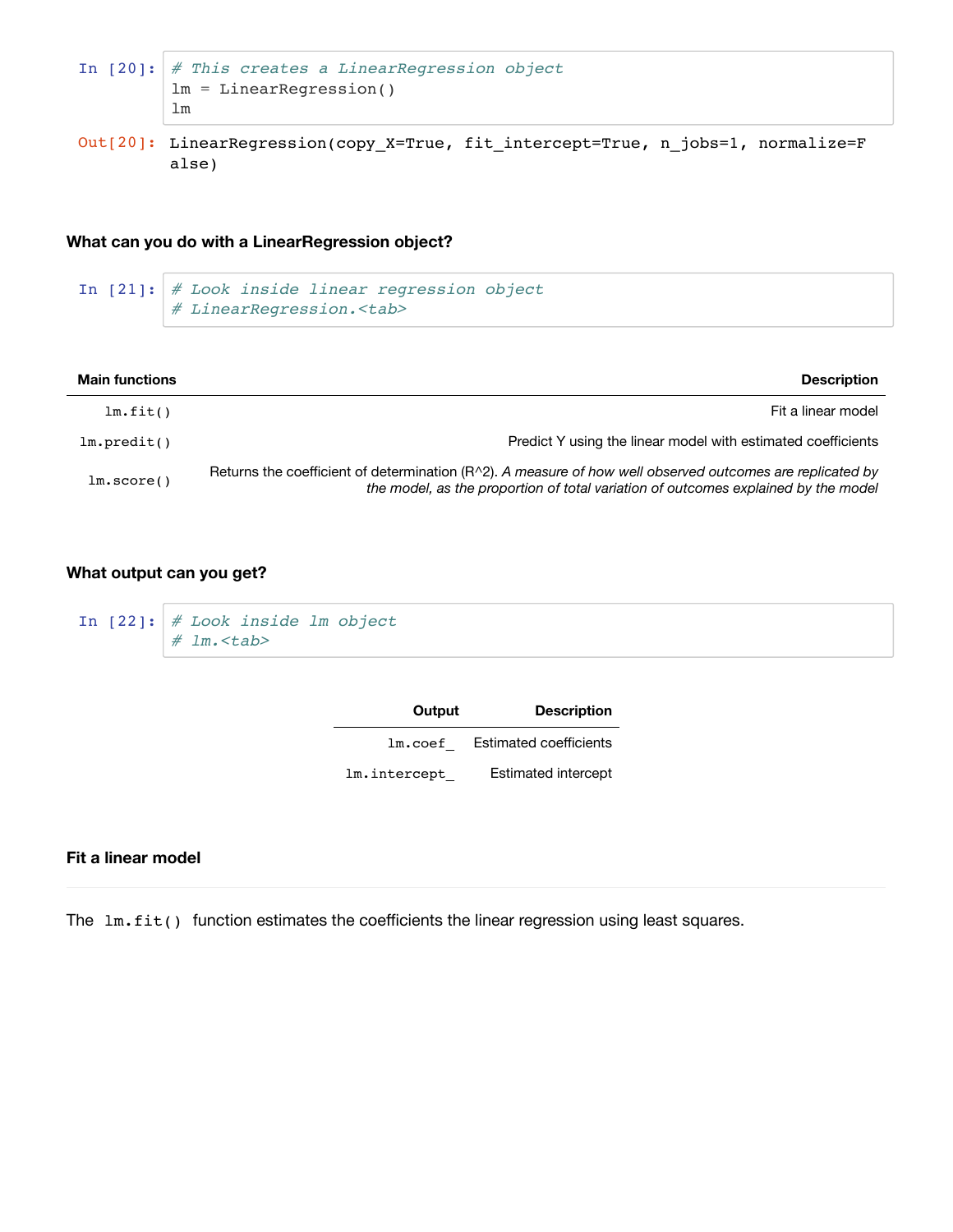In [20]:
```
# This creates a LinearRegression object
lm = LinearRegression()
lm
```

Out[20]:
```
LinearRegression(copy_X=True, fit_intercept=True, n_jobs=1, normalize=False)
```

### What can you do with a LinearRegression object?

In [21]:
```
# Look inside linear regression object
# LinearRegression.<tab>
```

| Main functions | Description |
|---|---|
| `lm.fit()` | Fit a linear model |
| `lm.predit()` | Predict Y using the linear model with estimated coefficients |
| `lm.score()` | Returns the coefficient of determination ($R^2$). *A measure of how well observed outcomes are replicated by the model, as the proportion of total variation of outcomes explained by the model* |

### What output can you get?

In [22]:
```
# Look inside lm object
# lm.<tab>
```

| Output | Description |
|---|---|
| `lm.coef_` | Estimated coefficients |
| `lm.intercept_` | Estimated intercept |

### Fit a linear model

The `lm.fit()` function estimates the coefficients the linear regression using least squares.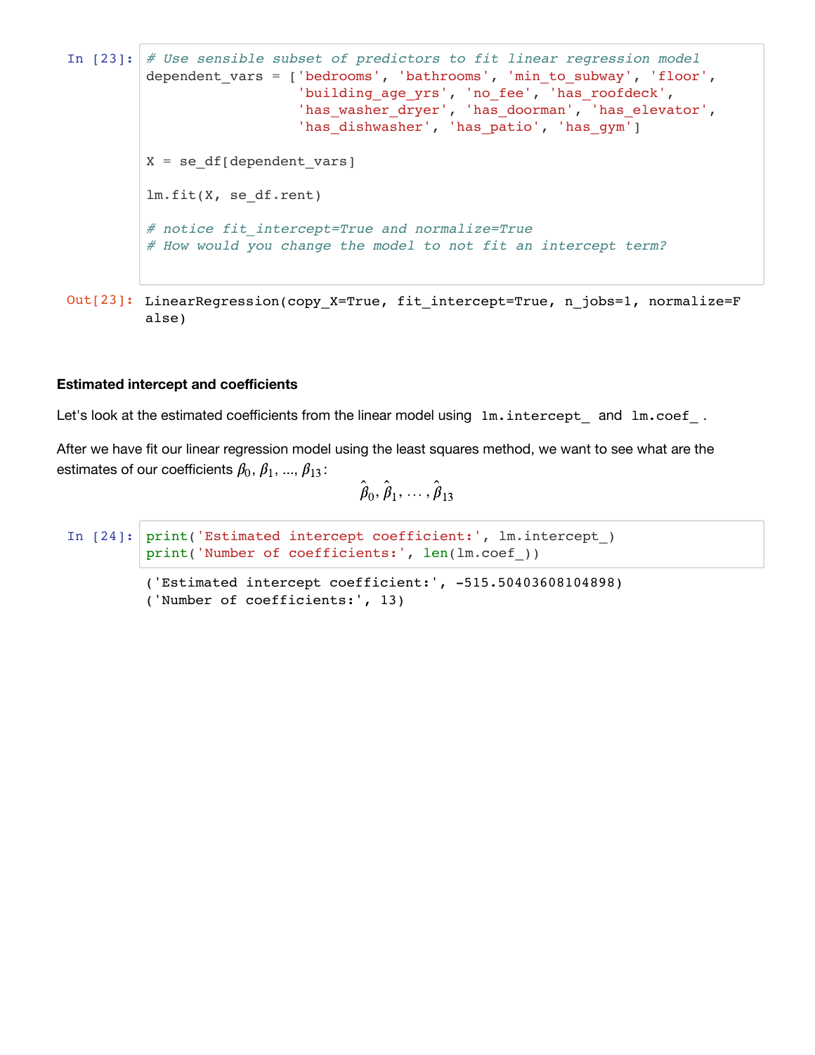In [23]:

```
# Use sensible subset of predictors to fit linear regression model
dependent_vars = ['bedrooms', 'bathrooms', 'min_to_subway', 'floor',
                  'building_age_yrs', 'no_fee', 'has_roofdeck',
                  'has_washer_dryer', 'has_doorman', 'has_elevator',
                  'has_dishwasher', 'has_patio', 'has_gym']

X = se_df[dependent_vars]

lm.fit(X, se_df.rent)

# notice fit_intercept=True and normalize=True
# How would you change the model to not fit an intercept term?
```

Out[23]:

```
LinearRegression(copy_X=True, fit_intercept=True, n_jobs=1, normalize=F
alse)
```

**Estimated intercept and coefficients**

Let's look at the estimated coefficients from the linear model using `lm.intercept_` and `lm.coef_`.

After we have fit our linear regression model using the least squares method, we want to see what are the estimates of our coefficients $\beta_0, \beta_1, ..., \beta_{13}$:

$$\hat{\beta}_0, \hat{\beta}_1, \ldots, \hat{\beta}_{13}$$

In [24]:

```
print('Estimated intercept coefficient:', lm.intercept_)
print('Number of coefficients:', len(lm.coef_))
```

```
('Estimated intercept coefficient:', -515.50403608104898)
('Number of coefficients:', 13)
```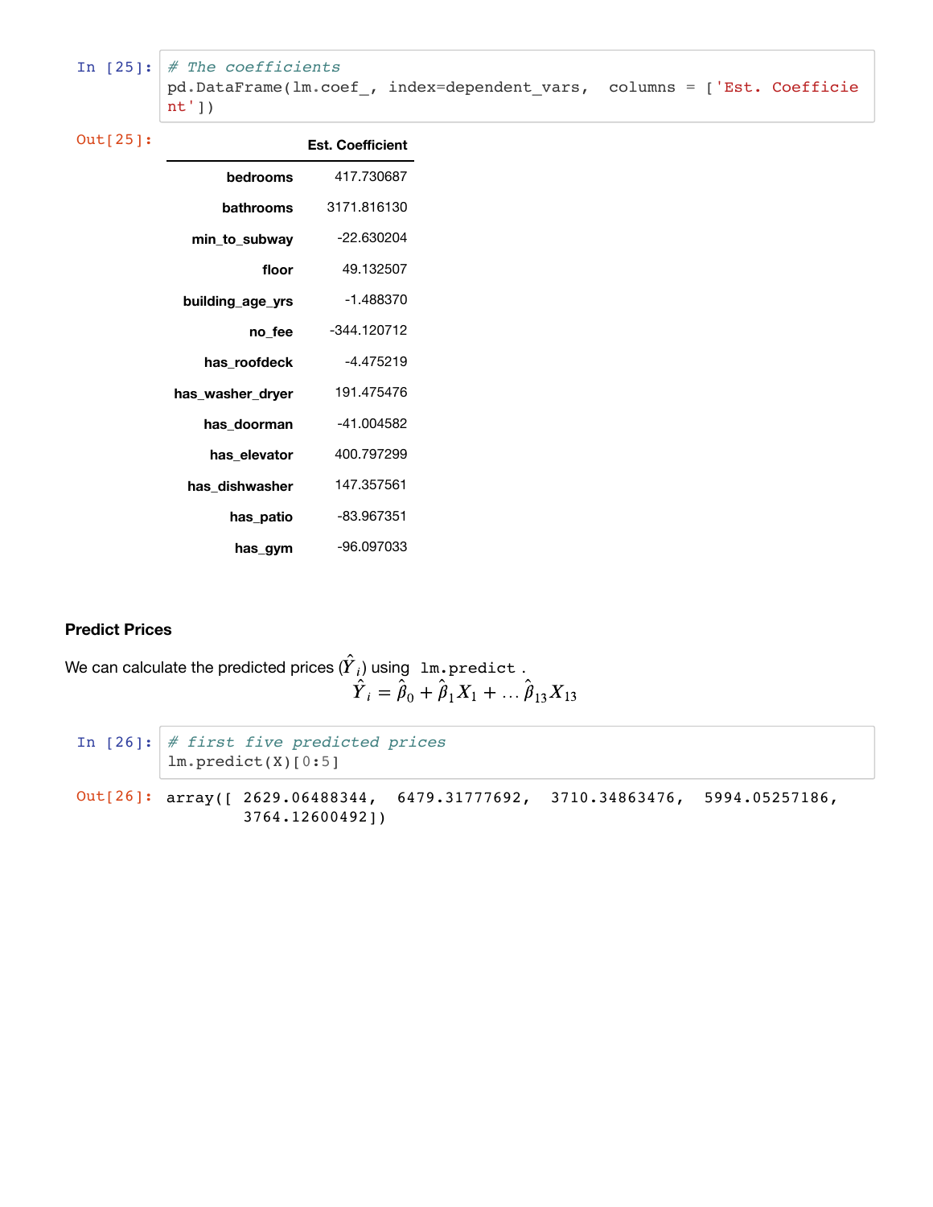In [25]:
```
# The coefficients
pd.DataFrame(lm.coef_, index=dependent_vars,  columns = ['Est. Coefficient'])
```

Out[25]:

| | Est. Coefficient |
|---|---|
| **bedrooms** | 417.730687 |
| **bathrooms** | 3171.816130 |
| **min_to_subway** | -22.630204 |
| **floor** | 49.132507 |
| **building_age_yrs** | -1.488370 |
| **no_fee** | -344.120712 |
| **has_roofdeck** | -4.475219 |
| **has_washer_dryer** | 191.475476 |
| **has_doorman** | -41.004582 |
| **has_elevator** | 400.797299 |
| **has_dishwasher** | 147.357561 |
| **has_patio** | -83.967351 |
| **has_gym** | -96.097033 |

### Predict Prices

We can calculate the predicted prices ($\hat{Y}_i$) using `lm.predict`.

$$\hat{Y}_i = \hat{\beta}_0 + \hat{\beta}_1 X_1 + \ldots \hat{\beta}_{13} X_{13}$$

In [26]:
```
# first five predicted prices
lm.predict(X)[0:5]
```

Out[26]:
```
array([ 2629.06488344,  6479.31777692,  3710.34863476,  5994.05257186,
        3764.12600492])
```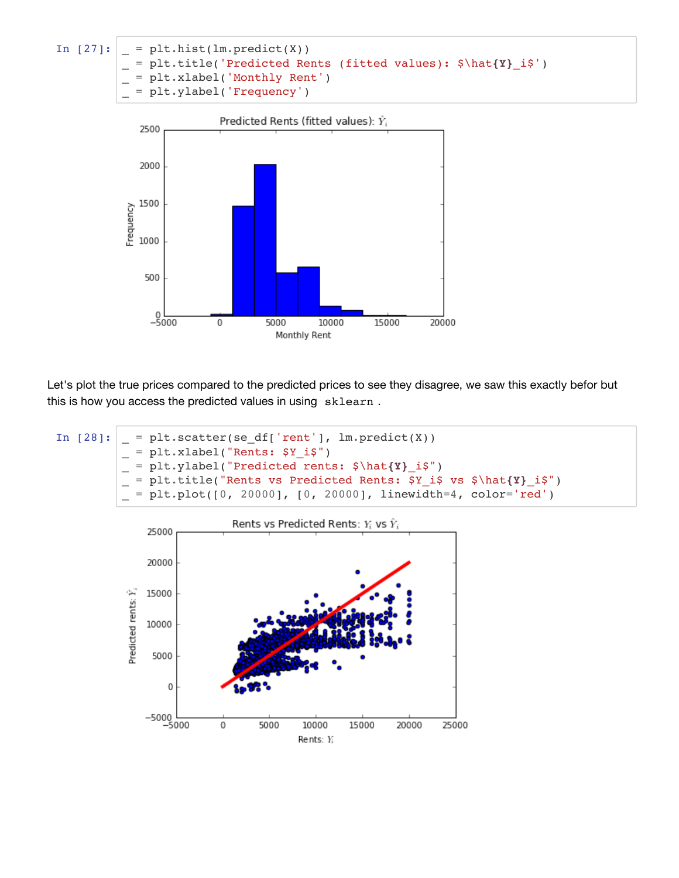In [27]:

```
_ = plt.hist(lm.predict(X))
_ = plt.title('Predicted Rents (fitted values): $\hat{Y}_i$')
_ = plt.xlabel('Monthly Rent')
_ = plt.ylabel('Frequency')
```

Let's plot the true prices compared to the predicted prices to see they disagree, we saw this exactly befor but this is how you access the predicted values in using `sklearn` .

In [28]:

```
_ = plt.scatter(se_df['rent'], lm.predict(X))
_ = plt.xlabel("Rents: $Y_i$")
_ = plt.ylabel("Predicted rents: $\hat{Y}_i$")
_ = plt.title("Rents vs Predicted Rents: $Y_i$ vs $\hat{Y}_i$")
_ = plt.plot([0, 20000], [0, 20000], linewidth=4, color='red')
```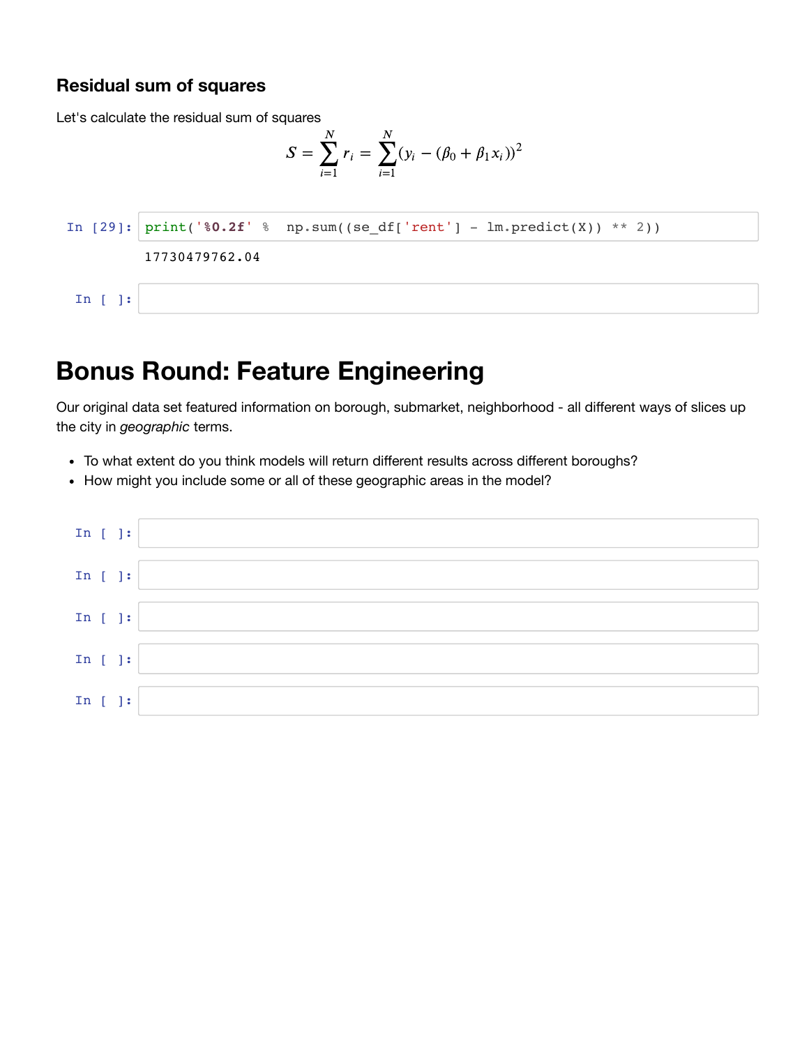### Residual sum of squares

Let's calculate the residual sum of squares

$$S = \sum_{i=1}^{N} r_i = \sum_{i=1}^{N} (y_i - (\beta_0 + \beta_1 x_i))^2$$

In [29]:
```
print('%0.2f' %  np.sum((se_df['rent'] - lm.predict(X)) ** 2))
```

```
17730479762.04
```

In [ ]:

# Bonus Round: Feature Engineering

Our original data set featured information on borough, submarket, neighborhood - all different ways of slices up the city in *geographic* terms.

- To what extent do you think models will return different results across different boroughs?
- How might you include some or all of these geographic areas in the model?

In [ ]:

In [ ]:

In [ ]:

In [ ]:

In [ ]: